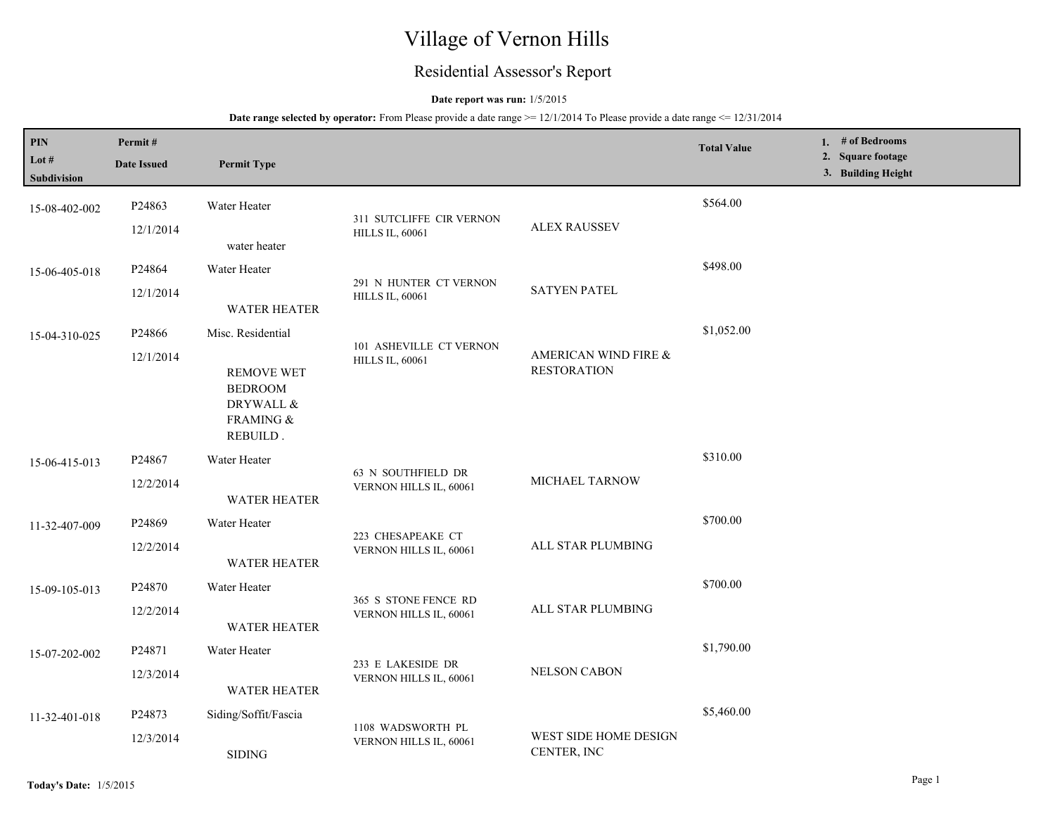# Village of Vernon Hills

## Residential Assessor's Report

**Date report was run:** 1/5/2015

**Date range selected by operator:** From Please provide a date range >= 12/1/2014 To Please provide a date range <= 12/31/2014

| PIN<br>Lot #<br>Subdivision | Permit #<br>Date Issued | Permit Type | | | Total Value | 1. # of Bedrooms<br>2. Square footage<br>3. Building Height |
|---|---|---|---|---|---|---|
| 15-08-402-002 | P24863<br>12/1/2014 | Water Heater<br>water heater | 311 SUTCLIFFE CIR VERNON HILLS IL, 60061 | ALEX RAUSSEV | $564.00 | |
| 15-06-405-018 | P24864<br>12/1/2014 | Water Heater<br>WATER HEATER | 291 N HUNTER CT VERNON HILLS IL, 60061 | SATYEN PATEL | $498.00 | |
| 15-04-310-025 | P24866<br>12/1/2014 | Misc. Residential<br>REMOVE WET BEDROOM DRYWALL & FRAMING & REBUILD . | 101 ASHEVILLE CT VERNON HILLS IL, 60061 | AMERICAN WIND FIRE & RESTORATION | $1,052.00 | |
| 15-06-415-013 | P24867<br>12/2/2014 | Water Heater<br>WATER HEATER | 63 N SOUTHFIELD DR VERNON HILLS IL, 60061 | MICHAEL TARNOW | $310.00 | |
| 11-32-407-009 | P24869<br>12/2/2014 | Water Heater<br>WATER HEATER | 223 CHESAPEAKE CT VERNON HILLS IL, 60061 | ALL STAR PLUMBING | $700.00 | |
| 15-09-105-013 | P24870<br>12/2/2014 | Water Heater<br>WATER HEATER | 365 S STONE FENCE RD VERNON HILLS IL, 60061 | ALL STAR PLUMBING | $700.00 | |
| 15-07-202-002 | P24871<br>12/3/2014 | Water Heater<br>WATER HEATER | 233 E LAKESIDE DR VERNON HILLS IL, 60061 | NELSON CABON | $1,790.00 | |
| 11-32-401-018 | P24873<br>12/3/2014 | Siding/Soffit/Fascia<br>SIDING | 1108 WADSWORTH PL VERNON HILLS IL, 60061 | WEST SIDE HOME DESIGN CENTER, INC | $5,460.00 | |

**Today's Date:** 1/5/2015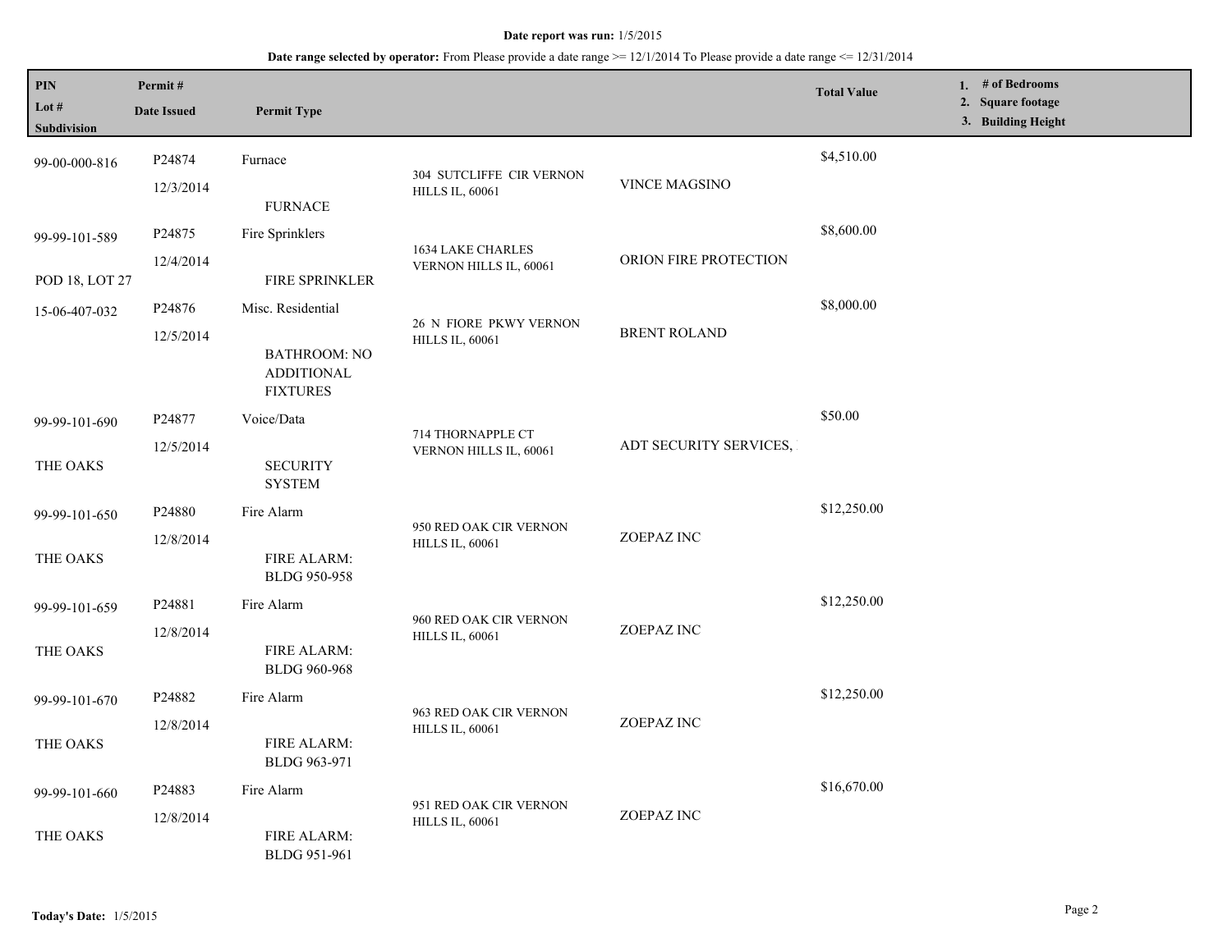**Date report was run:** 1/5/2015

**Date range selected by operator:** From Please provide a date range >= 12/1/2014 To Please provide a date range <= 12/31/2014

| PIN<br>Lot #<br>Subdivision | Permit #<br>Date Issued | Permit Type | | | Total Value | 1. # of Bedrooms<br>2. Square footage<br>3. Building Height |
|---|---|---|---|---|---|---|
| 99-00-000-816 | P24874<br>12/3/2014 | Furnace<br>FURNACE | 304 SUTCLIFFE CIR VERNON HILLS IL, 60061 | VINCE MAGSINO | $4,510.00 | |
| 99-99-101-589<br>POD 18, LOT 27 | P24875<br>12/4/2014 | Fire Sprinklers<br>FIRE SPRINKLER | 1634 LAKE CHARLES VERNON HILLS IL, 60061 | ORION FIRE PROTECTION | $8,600.00 | |
| 15-06-407-032 | P24876<br>12/5/2014 | Misc. Residential<br>BATHROOM: NO ADDITIONAL FIXTURES | 26 N FIORE PKWY VERNON HILLS IL, 60061 | BRENT ROLAND | $8,000.00 | |
| 99-99-101-690<br>THE OAKS | P24877<br>12/5/2014 | Voice/Data<br>SECURITY SYSTEM | 714 THORNAPPLE CT VERNON HILLS IL, 60061 | ADT SECURITY SERVICES, | $50.00 | |
| 99-99-101-650<br>THE OAKS | P24880<br>12/8/2014 | Fire Alarm<br>FIRE ALARM: BLDG 950-958 | 950 RED OAK CIR VERNON HILLS IL, 60061 | ZOEPAZ INC | $12,250.00 | |
| 99-99-101-659<br>THE OAKS | P24881<br>12/8/2014 | Fire Alarm<br>FIRE ALARM: BLDG 960-968 | 960 RED OAK CIR VERNON HILLS IL, 60061 | ZOEPAZ INC | $12,250.00 | |
| 99-99-101-670<br>THE OAKS | P24882<br>12/8/2014 | Fire Alarm<br>FIRE ALARM: BLDG 963-971 | 963 RED OAK CIR VERNON HILLS IL, 60061 | ZOEPAZ INC | $12,250.00 | |
| 99-99-101-660<br>THE OAKS | P24883<br>12/8/2014 | Fire Alarm<br>FIRE ALARM: BLDG 951-961 | 951 RED OAK CIR VERNON HILLS IL, 60061 | ZOEPAZ INC | $16,670.00 | |

**Today's Date:** 1/5/2015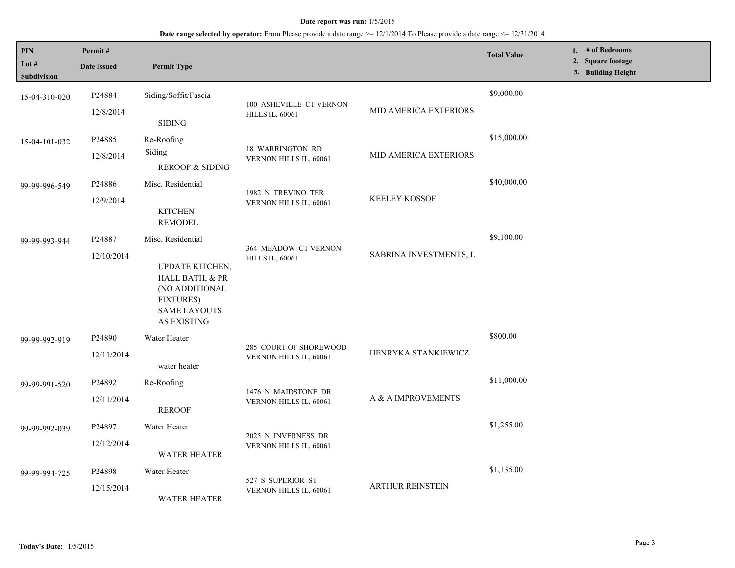**Date report was run:** 1/5/2015

**Date range selected by operator:** From Please provide a date range >= 12/1/2014 To Please provide a date range <= 12/31/2014

| PIN<br>Lot #<br>Subdivision | Permit #<br>Date Issued | Permit Type | | | Total Value | 1. # of Bedrooms<br>2. Square footage<br>3. Building Height |
|---|---|---|---|---|---|---|
| 15-04-310-020 | P24884<br>12/8/2014 | Siding/Soffit/Fascia<br>SIDING | 100 ASHEVILLE CT VERNON HILLS IL, 60061 | MID AMERICA EXTERIORS | $9,000.00 | |
| 15-04-101-032 | P24885<br>12/8/2014 | Re-Roofing<br>Siding<br>REROOF & SIDING | 18 WARRINGTON RD VERNON HILLS IL, 60061 | MID AMERICA EXTERIORS | $15,000.00 | |
| 99-99-996-549 | P24886<br>12/9/2014 | Misc. Residential<br>KITCHEN REMODEL | 1982 N TREVINO TER VERNON HILLS IL, 60061 | KEELEY KOSSOF | $40,000.00 | |
| 99-99-993-944 | P24887<br>12/10/2014 | Misc. Residential<br>UPDATE KITCHEN, HALL BATH, & PR (NO ADDITIONAL FIXTURES) SAME LAYOUTS AS EXISTING | 364 MEADOW CT VERNON HILLS IL, 60061 | SABRINA INVESTMENTS, L | $9,100.00 | |
| 99-99-992-919 | P24890<br>12/11/2014 | Water Heater<br>water heater | 285 COURT OF SHOREWOOD VERNON HILLS IL, 60061 | HENRYKA STANKIEWICZ | $800.00 | |
| 99-99-991-520 | P24892<br>12/11/2014 | Re-Roofing<br>REROOF | 1476 N MAIDSTONE DR VERNON HILLS IL, 60061 | A & A IMPROVEMENTS | $11,000.00 | |
| 99-99-992-039 | P24897<br>12/12/2014 | Water Heater<br>WATER HEATER | 2025 N INVERNESS DR VERNON HILLS IL, 60061 | | $1,255.00 | |
| 99-99-994-725 | P24898<br>12/15/2014 | Water Heater<br>WATER HEATER | 527 S SUPERIOR ST VERNON HILLS IL, 60061 | ARTHUR REINSTEIN | $1,135.00 | |

**Today's Date:** 1/5/2015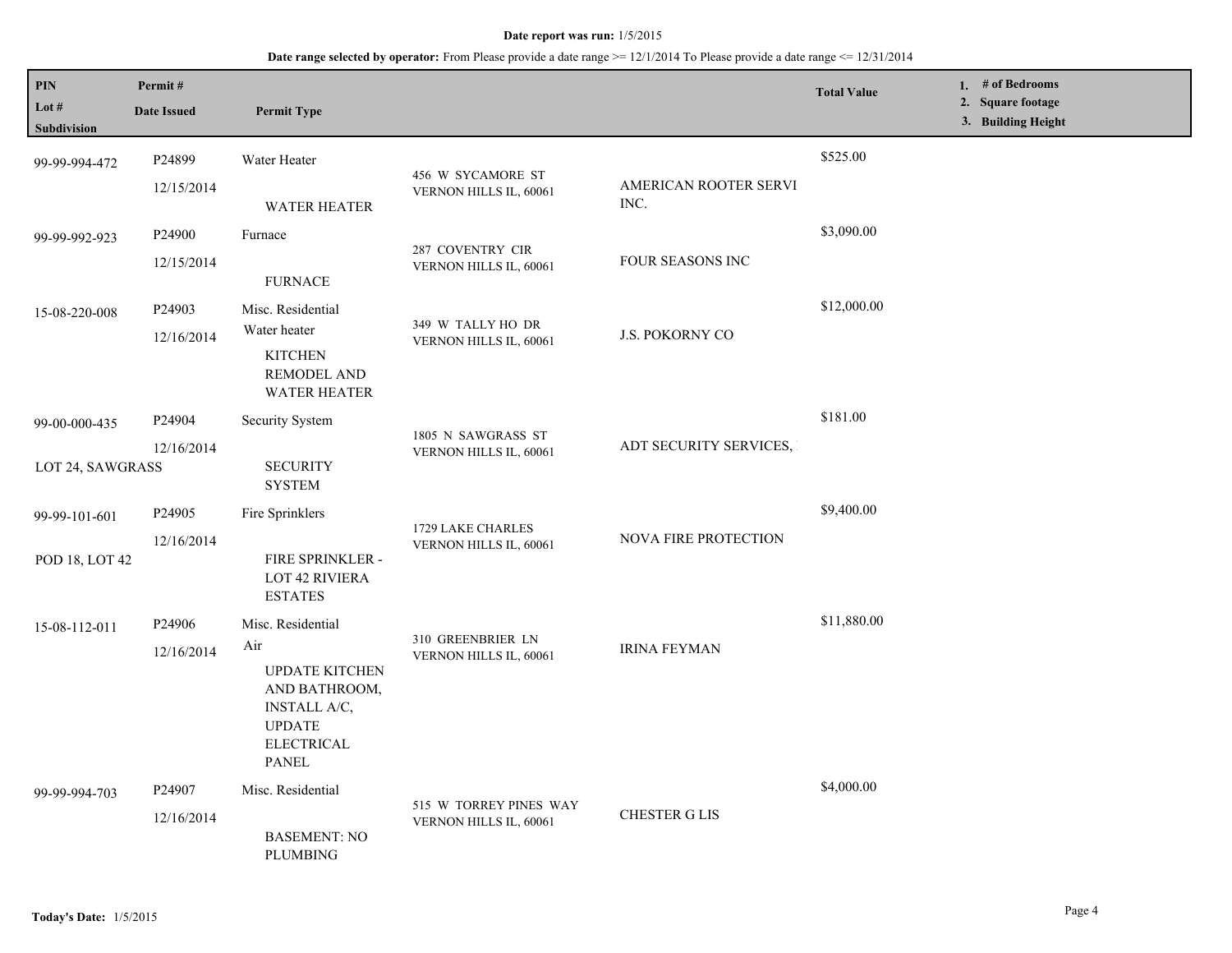**Date report was run:** 1/5/2015

**Date range selected by operator:** From Please provide a date range >= 12/1/2014 To Please provide a date range <= 12/31/2014

| PIN / Lot # / Subdivision | Permit # / Date Issued | Permit Type | Address | Contractor | Total Value | 1. # of Bedrooms 2. Square footage 3. Building Height |
|---|---|---|---|---|---|---|
| 99-99-994-472 | P24899 12/15/2014 | Water Heater WATER HEATER | 456 W SYCAMORE ST VERNON HILLS IL, 60061 | AMERICAN ROOTER SERVI INC. | $525.00 | |
| 99-99-992-923 | P24900 12/15/2014 | Furnace FURNACE | 287 COVENTRY CIR VERNON HILLS IL, 60061 | FOUR SEASONS INC | $3,090.00 | |
| 15-08-220-008 | P24903 12/16/2014 | Misc. Residential Water heater KITCHEN REMODEL AND WATER HEATER | 349 W TALLY HO DR VERNON HILLS IL, 60061 | J.S. POKORNY CO | $12,000.00 | |
| 99-00-000-435 LOT 24, SAWGRASS | P24904 12/16/2014 | Security System SECURITY SYSTEM | 1805 N SAWGRASS ST VERNON HILLS IL, 60061 | ADT SECURITY SERVICES, | $181.00 | |
| 99-99-101-601 POD 18, LOT 42 | P24905 12/16/2014 | Fire Sprinklers FIRE SPRINKLER - LOT 42 RIVIERA ESTATES | 1729 LAKE CHARLES VERNON HILLS IL, 60061 | NOVA FIRE PROTECTION | $9,400.00 | |
| 15-08-112-011 | P24906 12/16/2014 | Misc. Residential Air UPDATE KITCHEN AND BATHROOM, INSTALL A/C, UPDATE ELECTRICAL PANEL | 310 GREENBRIER LN VERNON HILLS IL, 60061 | IRINA FEYMAN | $11,880.00 | |
| 99-99-994-703 | P24907 12/16/2014 | Misc. Residential BASEMENT: NO PLUMBING | 515 W TORREY PINES WAY VERNON HILLS IL, 60061 | CHESTER G LIS | $4,000.00 | |

**Today's Date:** 1/5/2015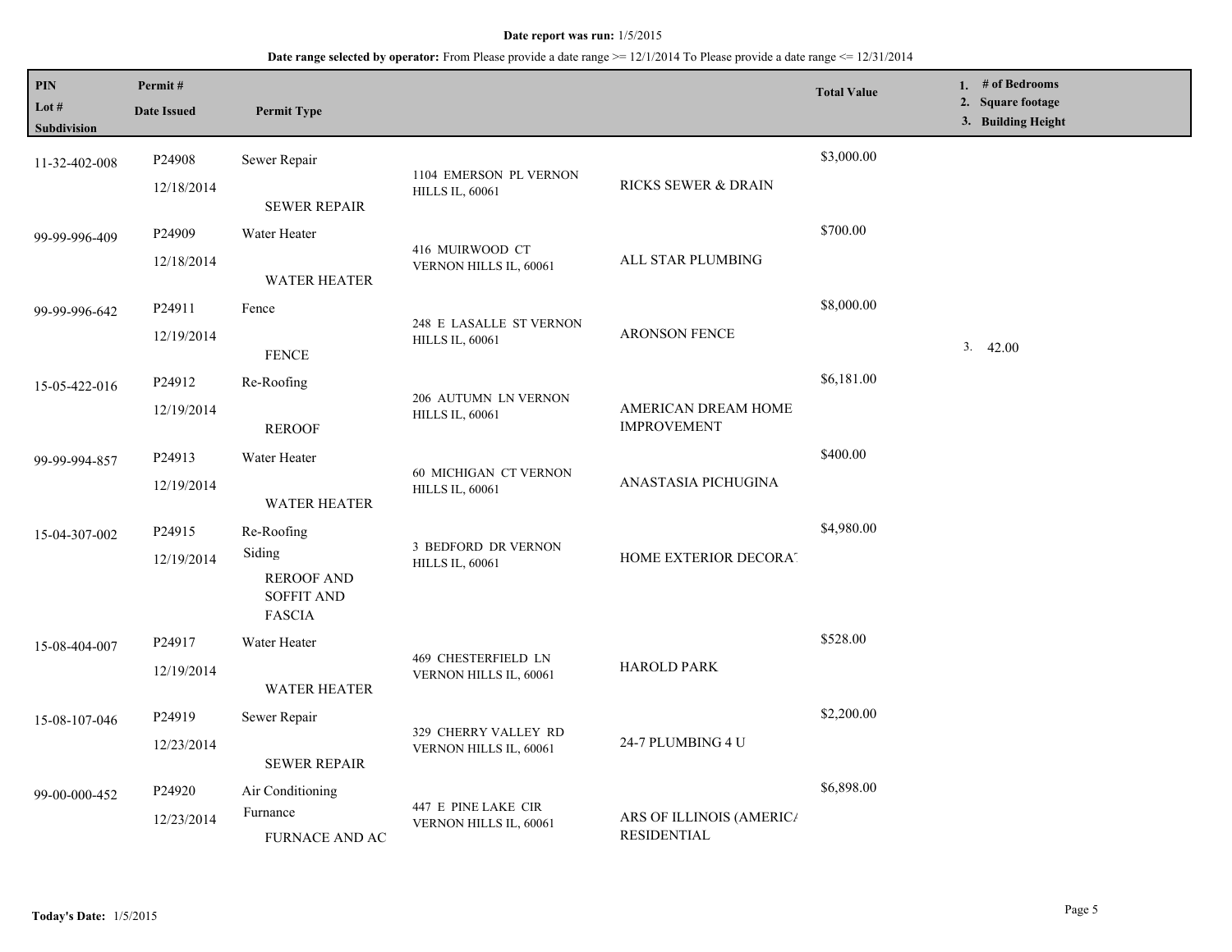**Date report was run:** 1/5/2015

**Date range selected by operator:** From Please provide a date range >= 12/1/2014 To Please provide a date range <= 12/31/2014

| PIN / Lot # / Subdivision | Permit # / Date Issued | Permit Type | | | Total Value | 1. # of Bedrooms 2. Square footage 3. Building Height |
|---|---|---|---|---|---|---|
| 11-32-402-008 | P24908 12/18/2014 | Sewer Repair SEWER REPAIR | 1104 EMERSON PL VERNON HILLS IL, 60061 | RICKS SEWER & DRAIN | $3,000.00 | |
| 99-99-996-409 | P24909 12/18/2014 | Water Heater WATER HEATER | 416 MUIRWOOD CT VERNON HILLS IL, 60061 | ALL STAR PLUMBING | $700.00 | |
| 99-99-996-642 | P24911 12/19/2014 | Fence FENCE | 248 E LASALLE ST VERNON HILLS IL, 60061 | ARONSON FENCE | $8,000.00 | 3. 42.00 |
| 15-05-422-016 | P24912 12/19/2014 | Re-Roofing REROOF | 206 AUTUMN LN VERNON HILLS IL, 60061 | AMERICAN DREAM HOME IMPROVEMENT | $6,181.00 | |
| 99-99-994-857 | P24913 12/19/2014 | Water Heater WATER HEATER | 60 MICHIGAN CT VERNON HILLS IL, 60061 | ANASTASIA PICHUGINA | $400.00 | |
| 15-04-307-002 | P24915 12/19/2014 | Re-Roofing Siding REROOF AND SOFFIT AND FASCIA | 3 BEDFORD DR VERNON HILLS IL, 60061 | HOME EXTERIOR DECORAT | $4,980.00 | |
| 15-08-404-007 | P24917 12/19/2014 | Water Heater WATER HEATER | 469 CHESTERFIELD LN VERNON HILLS IL, 60061 | HAROLD PARK | $528.00 | |
| 15-08-107-046 | P24919 12/23/2014 | Sewer Repair SEWER REPAIR | 329 CHERRY VALLEY RD VERNON HILLS IL, 60061 | 24-7 PLUMBING 4 U | $2,200.00 | |
| 99-00-000-452 | P24920 12/23/2014 | Air Conditioning Furnance FURNACE AND AC | 447 E PINE LAKE CIR VERNON HILLS IL, 60061 | ARS OF ILLINOIS (AMERICA RESIDENTIAL | $6,898.00 | |

**Today's Date:** 1/5/2015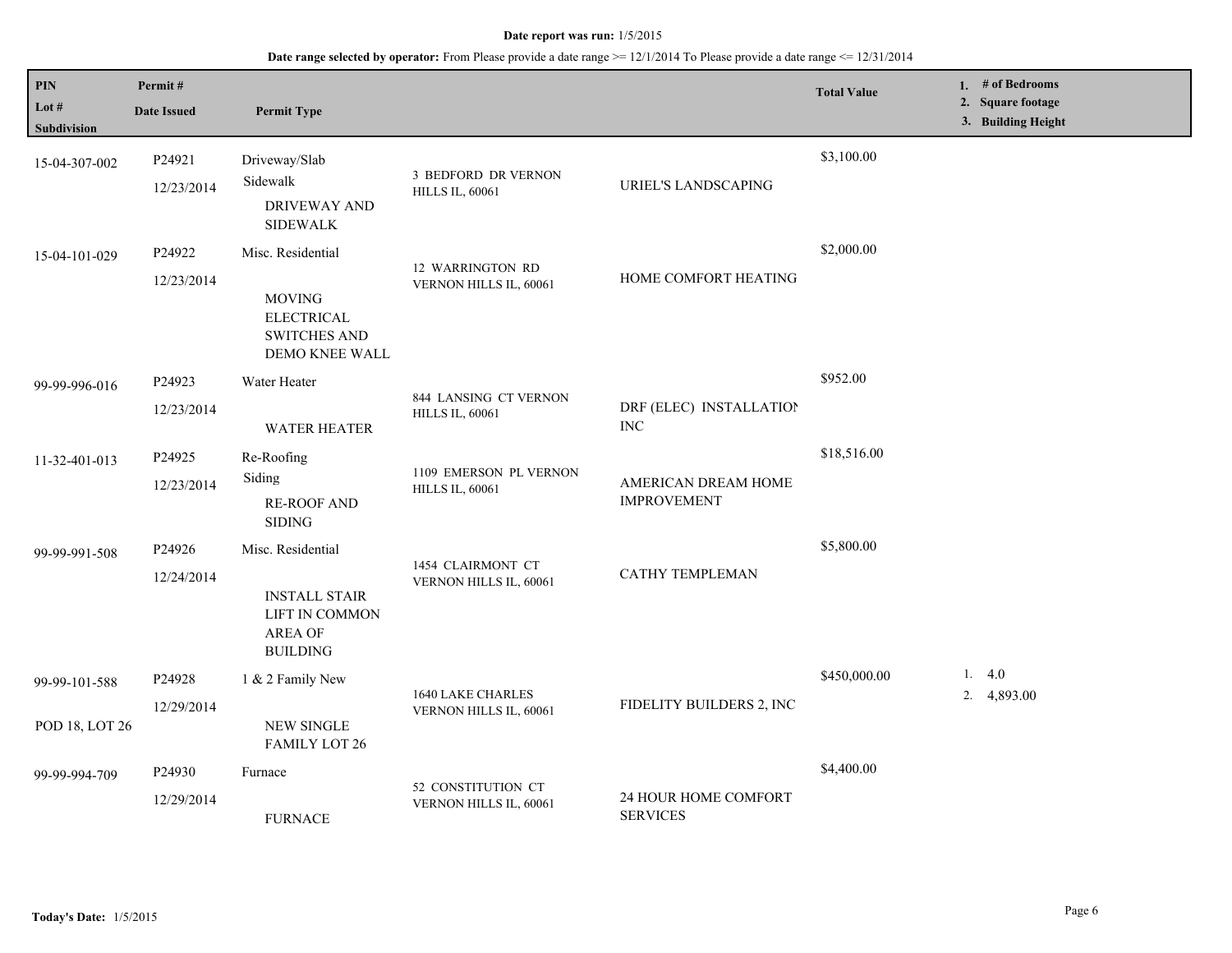**Date report was run:** 1/5/2015

**Date range selected by operator:** From Please provide a date range >= 12/1/2014 To Please provide a date range <= 12/31/2014

| PIN / Lot # / Subdivision | Permit # / Date Issued | Permit Type | | | Total Value | 1. # of Bedrooms 2. Square footage 3. Building Height |
|---|---|---|---|---|---|---|
| 15-04-307-002 | P24921 12/23/2014 | Driveway/Slab Sidewalk DRIVEWAY AND SIDEWALK | 3 BEDFORD DR VERNON HILLS IL, 60061 | URIEL'S LANDSCAPING | $3,100.00 | |
| 15-04-101-029 | P24922 12/23/2014 | Misc. Residential MOVING ELECTRICAL SWITCHES AND DEMO KNEE WALL | 12 WARRINGTON RD VERNON HILLS IL, 60061 | HOME COMFORT HEATING | $2,000.00 | |
| 99-99-996-016 | P24923 12/23/2014 | Water Heater WATER HEATER | 844 LANSING CT VERNON HILLS IL, 60061 | DRF (ELEC) INSTALLATION INC | $952.00 | |
| 11-32-401-013 | P24925 12/23/2014 | Re-Roofing Siding RE-ROOF AND SIDING | 1109 EMERSON PL VERNON HILLS IL, 60061 | AMERICAN DREAM HOME IMPROVEMENT | $18,516.00 | |
| 99-99-991-508 | P24926 12/24/2014 | Misc. Residential INSTALL STAIR LIFT IN COMMON AREA OF BUILDING | 1454 CLAIRMONT CT VERNON HILLS IL, 60061 | CATHY TEMPLEMAN | $5,800.00 | |
| 99-99-101-588 POD 18, LOT 26 | P24928 12/29/2014 | 1 & 2 Family New NEW SINGLE FAMILY LOT 26 | 1640 LAKE CHARLES VERNON HILLS IL, 60061 | FIDELITY BUILDERS 2, INC | $450,000.00 | 1. 4.0 2. 4,893.00 |
| 99-99-994-709 | P24930 12/29/2014 | Furnace FURNACE | 52 CONSTITUTION CT VERNON HILLS IL, 60061 | 24 HOUR HOME COMFORT SERVICES | $4,400.00 | |

**Today's Date:** 1/5/2015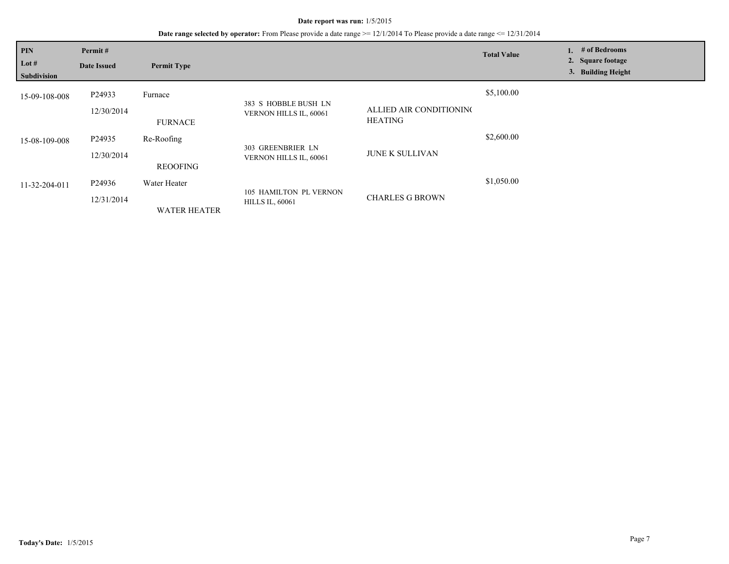**Date report was run:** 1/5/2015

**Date range selected by operator:** From Please provide a date range >= 12/1/2014 To Please provide a date range <= 12/31/2014

| PIN<br>Lot #<br>Subdivision | Permit #<br>Date Issued | Permit Type | | | Total Value | 1. # of Bedrooms<br>2. Square footage<br>3. Building Height |
|---|---|---|---|---|---|---|
| 15-09-108-008 | P24933<br>12/30/2014 | Furnace<br>FURNACE | 383 S HOBBLE BUSH LN VERNON HILLS IL, 60061 | ALLIED AIR CONDITIONINC HEATING | $5,100.00 | |
| 15-08-109-008 | P24935<br>12/30/2014 | Re-Roofing<br>REOOFING | 303 GREENBRIER LN VERNON HILLS IL, 60061 | JUNE K SULLIVAN | $2,600.00 | |
| 11-32-204-011 | P24936<br>12/31/2014 | Water Heater<br>WATER HEATER | 105 HAMILTON PL VERNON HILLS IL, 60061 | CHARLES G BROWN | $1,050.00 | |

**Today's Date:** 1/5/2015